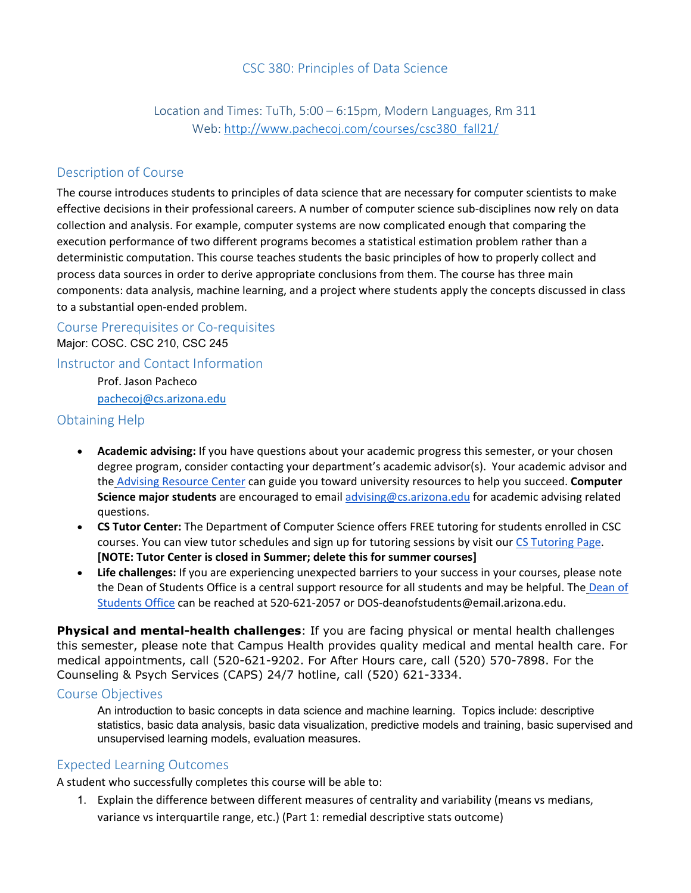# CSC 380: Principles of Data Science

Location and Times: TuTh, 5:00 – 6:15pm, Modern Languages, Rm 311
Web: [http://www.pachecoj.com/courses/csc380_fall21/](http://www.pachecoj.com/courses/csc380_fall21/)

## Description of Course

The course introduces students to principles of data science that are necessary for computer scientists to make effective decisions in their professional careers. A number of computer science sub-disciplines now rely on data collection and analysis. For example, computer systems are now complicated enough that comparing the execution performance of two different programs becomes a statistical estimation problem rather than a deterministic computation. This course teaches students the basic principles of how to properly collect and process data sources in order to derive appropriate conclusions from them. The course has three main components: data analysis, machine learning, and a project where students apply the concepts discussed in class to a substantial open-ended problem.

## Course Prerequisites or Co-requisites

Major: COSC. CSC 210, CSC 245

## Instructor and Contact Information

Prof. Jason Pacheco
pachecoj@cs.arizona.edu

## Obtaining Help

- **Academic advising:** If you have questions about your academic progress this semester, or your chosen degree program, consider contacting your department's academic advisor(s). Your academic advisor and the Advising Resource Center can guide you toward university resources to help you succeed. **Computer Science major students** are encouraged to email advising@cs.arizona.edu for academic advising related questions.
- **CS Tutor Center:** The Department of Computer Science offers FREE tutoring for students enrolled in CSC courses. You can view tutor schedules and sign up for tutoring sessions by visit our CS Tutoring Page. **[NOTE: Tutor Center is closed in Summer; delete this for summer courses]**
- **Life challenges:** If you are experiencing unexpected barriers to your success in your courses, please note the Dean of Students Office is a central support resource for all students and may be helpful. The Dean of Students Office can be reached at 520-621-2057 or DOS-deanofstudents@email.arizona.edu.

**Physical and mental-health challenges**: If you are facing physical or mental health challenges this semester, please note that Campus Health provides quality medical and mental health care. For medical appointments, call (520-621-9202. For After Hours care, call (520) 570-7898. For the Counseling & Psych Services (CAPS) 24/7 hotline, call (520) 621-3334.

## Course Objectives

An introduction to basic concepts in data science and machine learning. Topics include: descriptive statistics, basic data analysis, basic data visualization, predictive models and training, basic supervised and unsupervised learning models, evaluation measures.

## Expected Learning Outcomes

A student who successfully completes this course will be able to:

1. Explain the difference between different measures of centrality and variability (means vs medians, variance vs interquartile range, etc.) (Part 1: remedial descriptive stats outcome)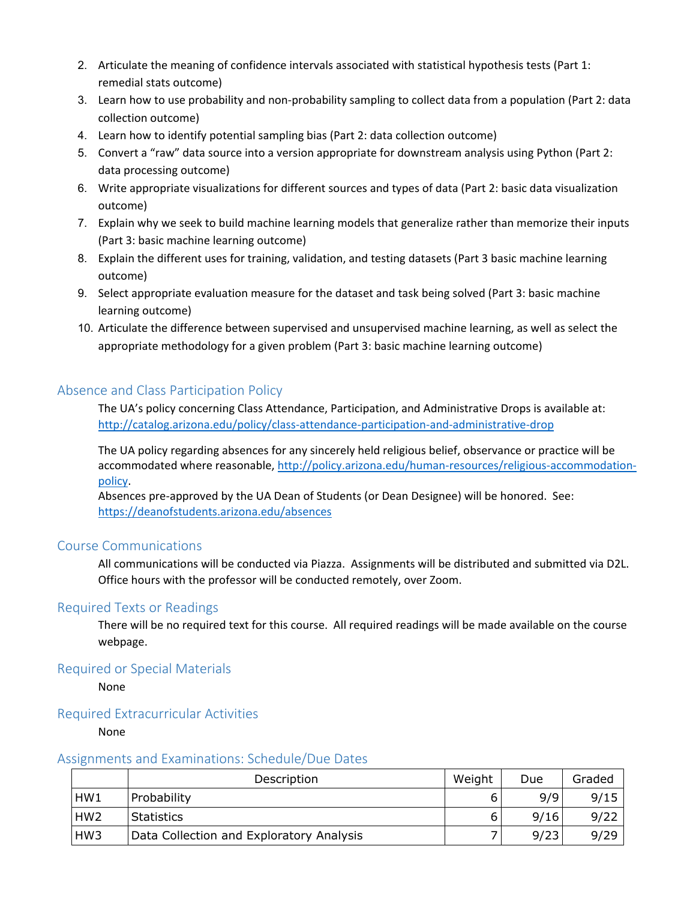2. Articulate the meaning of confidence intervals associated with statistical hypothesis tests (Part 1: remedial stats outcome)
3. Learn how to use probability and non-probability sampling to collect data from a population (Part 2: data collection outcome)
4. Learn how to identify potential sampling bias (Part 2: data collection outcome)
5. Convert a "raw" data source into a version appropriate for downstream analysis using Python (Part 2: data processing outcome)
6. Write appropriate visualizations for different sources and types of data (Part 2: basic data visualization outcome)
7. Explain why we seek to build machine learning models that generalize rather than memorize their inputs (Part 3: basic machine learning outcome)
8. Explain the different uses for training, validation, and testing datasets (Part 3 basic machine learning outcome)
9. Select appropriate evaluation measure for the dataset and task being solved (Part 3: basic machine learning outcome)
10. Articulate the difference between supervised and unsupervised machine learning, as well as select the appropriate methodology for a given problem (Part 3: basic machine learning outcome)

## Absence and Class Participation Policy

The UA's policy concerning Class Attendance, Participation, and Administrative Drops is available at: [http://catalog.arizona.edu/policy/class-attendance-participation-and-administrative-drop](http://catalog.arizona.edu/policy/class-attendance-participation-and-administrative-drop)

The UA policy regarding absences for any sincerely held religious belief, observance or practice will be accommodated where reasonable, [http://policy.arizona.edu/human-resources/religious-accommodation-policy](http://policy.arizona.edu/human-resources/religious-accommodation-policy).

Absences pre-approved by the UA Dean of Students (or Dean Designee) will be honored. See: [https://deanofstudents.arizona.edu/absences](https://deanofstudents.arizona.edu/absences)

## Course Communications

All communications will be conducted via Piazza. Assignments will be distributed and submitted via D2L. Office hours with the professor will be conducted remotely, over Zoom.

## Required Texts or Readings

There will be no required text for this course. All required readings will be made available on the course webpage.

## Required or Special Materials

None

## Required Extracurricular Activities

None

## Assignments and Examinations: Schedule/Due Dates

| | Description | Weight | Due | Graded |
|---|---|---|---|---|
| HW1 | Probability | 6 | 9/9 | 9/15 |
| HW2 | Statistics | 6 | 9/16 | 9/22 |
| HW3 | Data Collection and Exploratory Analysis | 7 | 9/23 | 9/29 |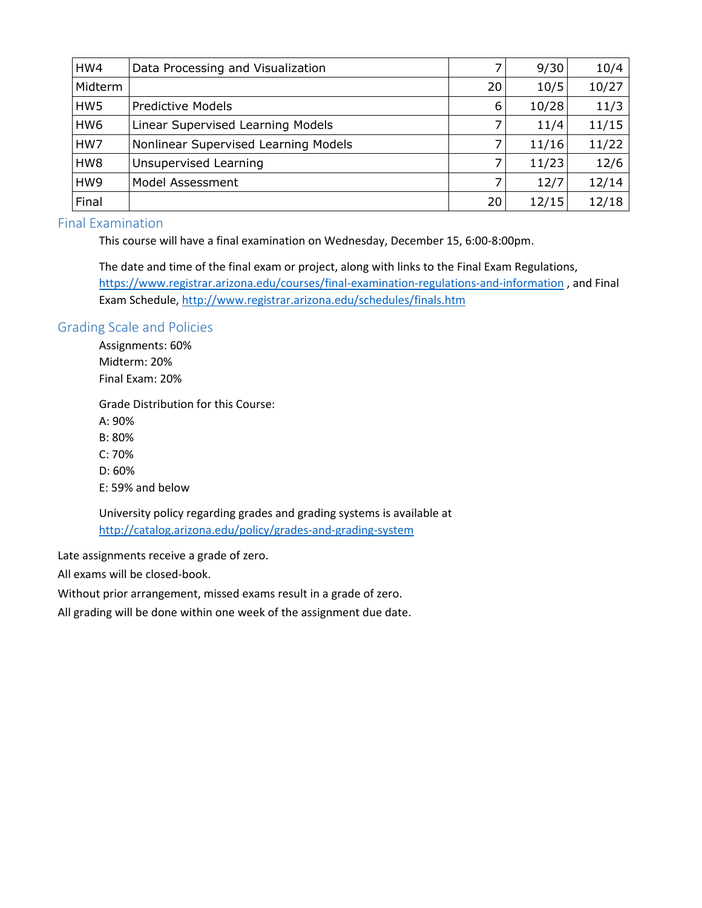| HW4 | Data Processing and Visualization | 7 | 9/30 | 10/4 |
|---|---|---|---|---|
| Midterm | | 20 | 10/5 | 10/27 |
| HW5 | Predictive Models | 6 | 10/28 | 11/3 |
| HW6 | Linear Supervised Learning Models | 7 | 11/4 | 11/15 |
| HW7 | Nonlinear Supervised Learning Models | 7 | 11/16 | 11/22 |
| HW8 | Unsupervised Learning | 7 | 11/23 | 12/6 |
| HW9 | Model Assessment | 7 | 12/7 | 12/14 |
| Final | | 20 | 12/15 | 12/18 |

## Final Examination

This course will have a final examination on Wednesday, December 15, 6:00-8:00pm.

The date and time of the final exam or project, along with links to the Final Exam Regulations, https://www.registrar.arizona.edu/courses/final-examination-regulations-and-information , and Final Exam Schedule, http://www.registrar.arizona.edu/schedules/finals.htm

## Grading Scale and Policies

Assignments: 60%
Midterm: 20%
Final Exam: 20%

Grade Distribution for this Course:
A: 90%
B: 80%
C: 70%
D: 60%
E: 59% and below

University policy regarding grades and grading systems is available at http://catalog.arizona.edu/policy/grades-and-grading-system

Late assignments receive a grade of zero.

All exams will be closed-book.

Without prior arrangement, missed exams result in a grade of zero.

All grading will be done within one week of the assignment due date.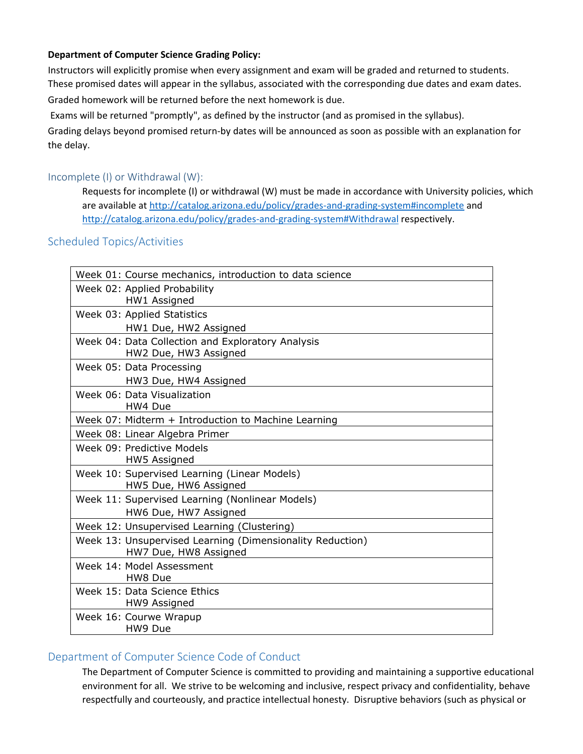**Department of Computer Science Grading Policy:**

Instructors will explicitly promise when every assignment and exam will be graded and returned to students. These promised dates will appear in the syllabus, associated with the corresponding due dates and exam dates.

Graded homework will be returned before the next homework is due.

Exams will be returned "promptly", as defined by the instructor (and as promised in the syllabus).

Grading delays beyond promised return-by dates will be announced as soon as possible with an explanation for the delay.

## Incomplete (I) or Withdrawal (W):

Requests for incomplete (I) or withdrawal (W) must be made in accordance with University policies, which are available at http://catalog.arizona.edu/policy/grades-and-grading-system#incomplete and http://catalog.arizona.edu/policy/grades-and-grading-system#Withdrawal respectively.

## Scheduled Topics/Activities

| Schedule |
|---|
| Week 01: Course mechanics, introduction to data science |
| Week 02: Applied Probability<br>HW1 Assigned |
| Week 03: Applied Statistics<br>HW1 Due, HW2 Assigned |
| Week 04: Data Collection and Exploratory Analysis<br>HW2 Due, HW3 Assigned |
| Week 05: Data Processing<br>HW3 Due, HW4 Assigned |
| Week 06: Data Visualization<br>HW4 Due |
| Week 07: Midterm + Introduction to Machine Learning |
| Week 08: Linear Algebra Primer |
| Week 09: Predictive Models<br>HW5 Assigned |
| Week 10: Supervised Learning (Linear Models)<br>HW5 Due, HW6 Assigned |
| Week 11: Supervised Learning (Nonlinear Models)<br>HW6 Due, HW7 Assigned |
| Week 12: Unsupervised Learning (Clustering) |
| Week 13: Unsupervised Learning (Dimensionality Reduction)<br>HW7 Due, HW8 Assigned |
| Week 14: Model Assessment<br>HW8 Due |
| Week 15: Data Science Ethics<br>HW9 Assigned |
| Week 16: Courwe Wrapup<br>HW9 Due |

## Department of Computer Science Code of Conduct

The Department of Computer Science is committed to providing and maintaining a supportive educational environment for all. We strive to be welcoming and inclusive, respect privacy and confidentiality, behave respectfully and courteously, and practice intellectual honesty. Disruptive behaviors (such as physical or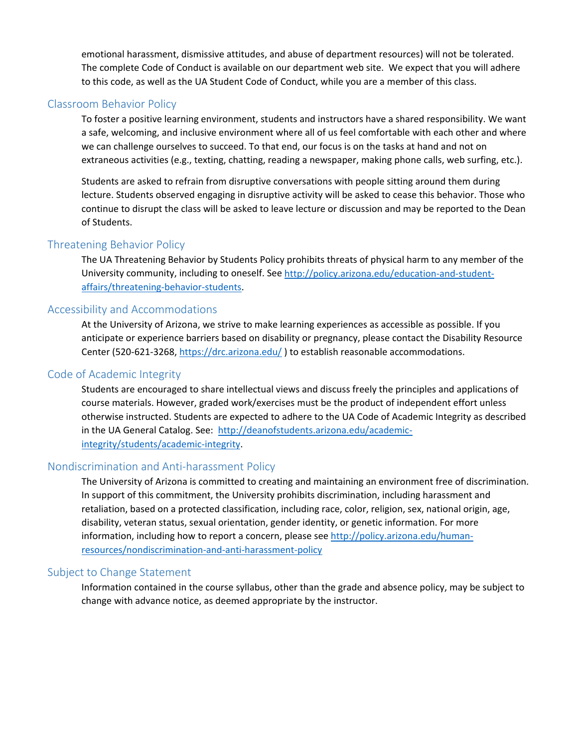emotional harassment, dismissive attitudes, and abuse of department resources) will not be tolerated. The complete Code of Conduct is available on our department web site. We expect that you will adhere to this code, as well as the UA Student Code of Conduct, while you are a member of this class.

## Classroom Behavior Policy

To foster a positive learning environment, students and instructors have a shared responsibility. We want a safe, welcoming, and inclusive environment where all of us feel comfortable with each other and where we can challenge ourselves to succeed. To that end, our focus is on the tasks at hand and not on extraneous activities (e.g., texting, chatting, reading a newspaper, making phone calls, web surfing, etc.).

Students are asked to refrain from disruptive conversations with people sitting around them during lecture. Students observed engaging in disruptive activity will be asked to cease this behavior. Those who continue to disrupt the class will be asked to leave lecture or discussion and may be reported to the Dean of Students.

## Threatening Behavior Policy

The UA Threatening Behavior by Students Policy prohibits threats of physical harm to any member of the University community, including to oneself. See http://policy.arizona.edu/education-and-student-affairs/threatening-behavior-students.

## Accessibility and Accommodations

At the University of Arizona, we strive to make learning experiences as accessible as possible. If you anticipate or experience barriers based on disability or pregnancy, please contact the Disability Resource Center (520-621-3268, https://drc.arizona.edu/ ) to establish reasonable accommodations.

## Code of Academic Integrity

Students are encouraged to share intellectual views and discuss freely the principles and applications of course materials. However, graded work/exercises must be the product of independent effort unless otherwise instructed. Students are expected to adhere to the UA Code of Academic Integrity as described in the UA General Catalog. See: http://deanofstudents.arizona.edu/academic-integrity/students/academic-integrity.

## Nondiscrimination and Anti-harassment Policy

The University of Arizona is committed to creating and maintaining an environment free of discrimination. In support of this commitment, the University prohibits discrimination, including harassment and retaliation, based on a protected classification, including race, color, religion, sex, national origin, age, disability, veteran status, sexual orientation, gender identity, or genetic information. For more information, including how to report a concern, please see http://policy.arizona.edu/human-resources/nondiscrimination-and-anti-harassment-policy

## Subject to Change Statement

Information contained in the course syllabus, other than the grade and absence policy, may be subject to change with advance notice, as deemed appropriate by the instructor.